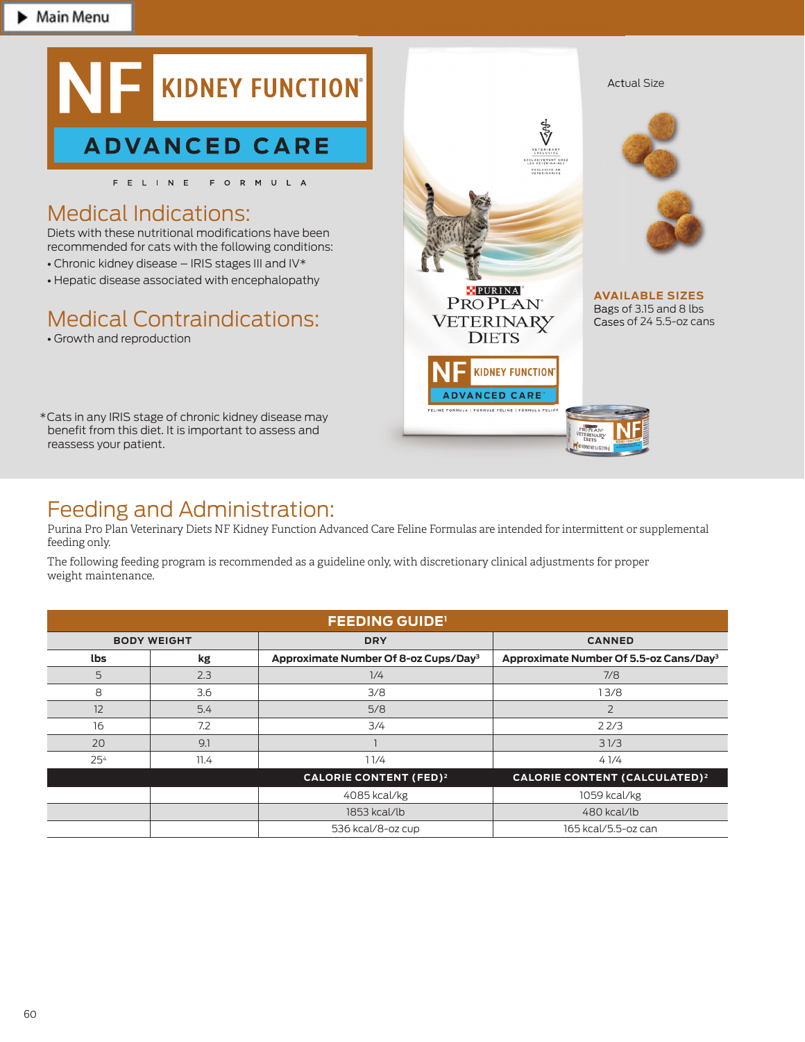# NF KIDNEY FUNCTION® ADVANCED CARE

FELINE FORMULA

## Medical Indications:

Diets with these nutritional modifications have been recommended for cats with the following conditions:

- Chronic kidney disease – IRIS stages III and IV*
- Hepatic disease associated with encephalopathy

## Medical Contraindications:

- Growth and reproduction

*Cats in any IRIS stage of chronic kidney disease may benefit from this diet. It is important to assess and reassess your patient.

Actual Size

**AVAILABLE SIZES**

Bags of 3.15 and 8 lbs
Cases of 24 5.5-oz cans

## Feeding and Administration:

Purina Pro Plan Veterinary Diets NF Kidney Function Advanced Care Feline Formulas are intended for intermittent or supplemental feeding only.

The following feeding program is recommended as a guideline only, with discretionary clinical adjustments for proper weight maintenance.

| FEEDING GUIDE[1] | | | |
|---|---|---|---|
| BODY WEIGHT | | DRY | CANNED |
| lbs | kg | Approximate Number Of 8-oz Cups/Day[3] | Approximate Number Of 5.5-oz Cans/Day[3] |
| 5 | 2.3 | 1/4 | 7/8 |
| 8 | 3.6 | 3/8 | 1 3/8 |
| 12 | 5.4 | 5/8 | 2 |
| 16 | 7.2 | 3/4 | 2 2/3 |
| 20 | 9.1 | 1 | 3 1/3 |
| 25[4] | 11.4 | 1 1/4 | 4 1/4 |
| | | CALORIE CONTENT (FED)[2] | CALORIE CONTENT (CALCULATED)[2] |
| | | 4085 kcal/kg | 1059 kcal/kg |
| | | 1853 kcal/lb | 480 kcal/lb |
| | | 536 kcal/8-oz cup | 165 kcal/5.5-oz can |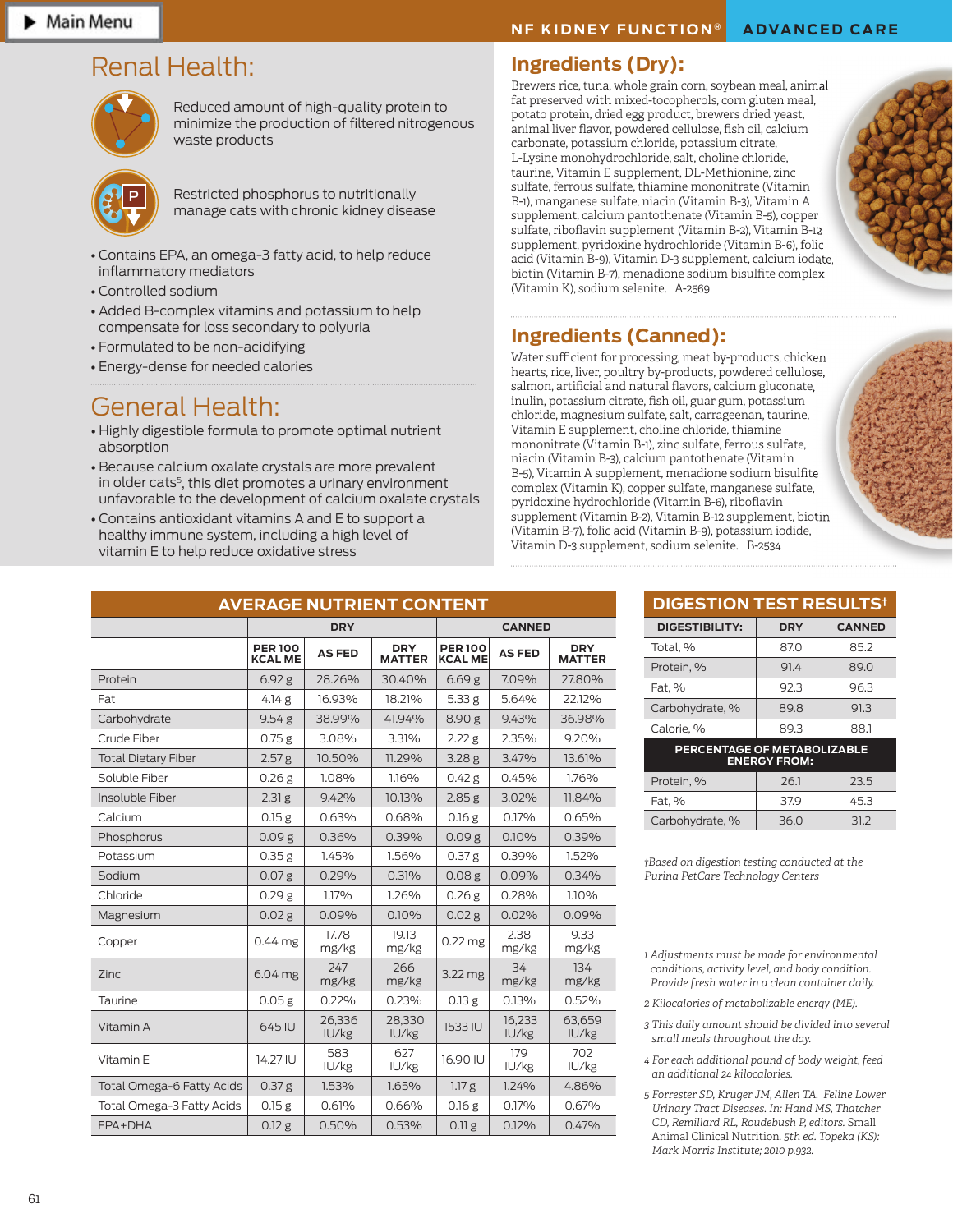Main Menu

NF KIDNEY FUNCTION® ADVANCED CARE

## Renal Health:

Reduced amount of high-quality protein to minimize the production of filtered nitrogenous waste products

Restricted phosphorus to nutritionally manage cats with chronic kidney disease

- Contains EPA, an omega-3 fatty acid, to help reduce inflammatory mediators
- Controlled sodium
- Added B-complex vitamins and potassium to help compensate for loss secondary to polyuria
- Formulated to be non-acidifying
- Energy-dense for needed calories

## General Health:

- Highly digestible formula to promote optimal nutrient absorption
- Because calcium oxalate crystals are more prevalent in older cats[5], this diet promotes a urinary environment unfavorable to the development of calcium oxalate crystals
- Contains antioxidant vitamins A and E to support a healthy immune system, including a high level of vitamin E to help reduce oxidative stress

## Ingredients (Dry):

Brewers rice, tuna, whole grain corn, soybean meal, animal fat preserved with mixed-tocopherols, corn gluten meal, potato protein, dried egg product, brewers dried yeast, animal liver flavor, powdered cellulose, fish oil, calcium carbonate, potassium chloride, potassium citrate, L-Lysine monohydrochloride, salt, choline chloride, taurine, Vitamin E supplement, DL-Methionine, zinc sulfate, ferrous sulfate, thiamine mononitrate (Vitamin B-1), manganese sulfate, niacin (Vitamin B-3), Vitamin A supplement, calcium pantothenate (Vitamin B-5), copper sulfate, riboflavin supplement (Vitamin B-2), Vitamin B-12 supplement, pyridoxine hydrochloride (Vitamin B-6), folic acid (Vitamin B-9), Vitamin D-3 supplement, calcium iodate, biotin (Vitamin B-7), menadione sodium bisulfite complex (Vitamin K), sodium selenite. A-2569

## Ingredients (Canned):

Water sufficient for processing, meat by-products, chicken hearts, rice, liver, poultry by-products, powdered cellulose, salmon, artificial and natural flavors, calcium gluconate, inulin, potassium citrate, fish oil, guar gum, potassium chloride, magnesium sulfate, salt, carrageenan, taurine, Vitamin E supplement, choline chloride, thiamine mononitrate (Vitamin B-1), zinc sulfate, ferrous sulfate, niacin (Vitamin B-3), calcium pantothenate (Vitamin B-5), Vitamin A supplement, menadione sodium bisulfite complex (Vitamin K), copper sulfate, manganese sulfate, pyridoxine hydrochloride (Vitamin B-6), riboflavin supplement (Vitamin B-2), Vitamin B-12 supplement, biotin (Vitamin B-7), folic acid (Vitamin B-9), potassium iodide, Vitamin D-3 supplement, sodium selenite. B-2534

## AVERAGE NUTRIENT CONTENT

| | DRY | | | CANNED | | |
|---|---|---|---|---|---|---|
| | PER 100 KCAL ME | AS FED | DRY MATTER | PER 100 KCAL ME | AS FED | DRY MATTER |
| Protein | 6.92 g | 28.26% | 30.40% | 6.69 g | 7.09% | 27.80% |
| Fat | 4.14 g | 16.93% | 18.21% | 5.33 g | 5.64% | 22.12% |
| Carbohydrate | 9.54 g | 38.99% | 41.94% | 8.90 g | 9.43% | 36.98% |
| Crude Fiber | 0.75 g | 3.08% | 3.31% | 2.22 g | 2.35% | 9.20% |
| Total Dietary Fiber | 2.57 g | 10.50% | 11.29% | 3.28 g | 3.47% | 13.61% |
| Soluble Fiber | 0.26 g | 1.08% | 1.16% | 0.42 g | 0.45% | 1.76% |
| Insoluble Fiber | 2.31 g | 9.42% | 10.13% | 2.85 g | 3.02% | 11.84% |
| Calcium | 0.15 g | 0.63% | 0.68% | 0.16 g | 0.17% | 0.65% |
| Phosphorus | 0.09 g | 0.36% | 0.39% | 0.09 g | 0.10% | 0.39% |
| Potassium | 0.35 g | 1.45% | 1.56% | 0.37 g | 0.39% | 1.52% |
| Sodium | 0.07 g | 0.29% | 0.31% | 0.08 g | 0.09% | 0.34% |
| Chloride | 0.29 g | 1.17% | 1.26% | 0.26 g | 0.28% | 1.10% |
| Magnesium | 0.02 g | 0.09% | 0.10% | 0.02 g | 0.02% | 0.09% |
| Copper | 0.44 mg | 17.78 mg/kg | 19.13 mg/kg | 0.22 mg | 2.38 mg/kg | 9.33 mg/kg |
| Zinc | 6.04 mg | 247 mg/kg | 266 mg/kg | 3.22 mg | 34 mg/kg | 134 mg/kg |
| Taurine | 0.05 g | 0.22% | 0.23% | 0.13 g | 0.13% | 0.52% |
| Vitamin A | 645 IU | 26,336 IU/kg | 28,330 IU/kg | 1533 IU | 16,233 IU/kg | 63,659 IU/kg |
| Vitamin E | 14.27 IU | 583 IU/kg | 627 IU/kg | 16.90 IU | 179 IU/kg | 702 IU/kg |
| Total Omega-6 Fatty Acids | 0.37 g | 1.53% | 1.65% | 1.17 g | 1.24% | 4.86% |
| Total Omega-3 Fatty Acids | 0.15 g | 0.61% | 0.66% | 0.16 g | 0.17% | 0.67% |
| EPA+DHA | 0.12 g | 0.50% | 0.53% | 0.11 g | 0.12% | 0.47% |

## DIGESTION TEST RESULTS†

| DIGESTIBILITY: | DRY | CANNED |
|---|---|---|
| Total, % | 87.0 | 85.2 |
| Protein, % | 91.4 | 89.0 |
| Fat, % | 92.3 | 96.3 |
| Carbohydrate, % | 89.8 | 91.3 |
| Calorie, % | 89.3 | 88.1 |
| **PERCENTAGE OF METABOLIZABLE ENERGY FROM:** | | |
| Protein, % | 26.1 | 23.5 |
| Fat, % | 37.9 | 45.3 |
| Carbohydrate, % | 36.0 | 31.2 |

*†Based on digestion testing conducted at the Purina PetCare Technology Centers*

*1 Adjustments must be made for environmental conditions, activity level, and body condition. Provide fresh water in a clean container daily.*

*2 Kilocalories of metabolizable energy (ME).*

*3 This daily amount should be divided into several small meals throughout the day.*

*4 For each additional pound of body weight, feed an additional 24 kilocalories.*

*5 Forrester SD, Kruger JM, Allen TA. Feline Lower Urinary Tract Diseases. In: Hand MS, Thatcher CD, Remillard RL, Roudebush P, editors. Small Animal Clinical Nutrition. 5th ed. Topeka (KS): Mark Morris Institute; 2010 p.932.*